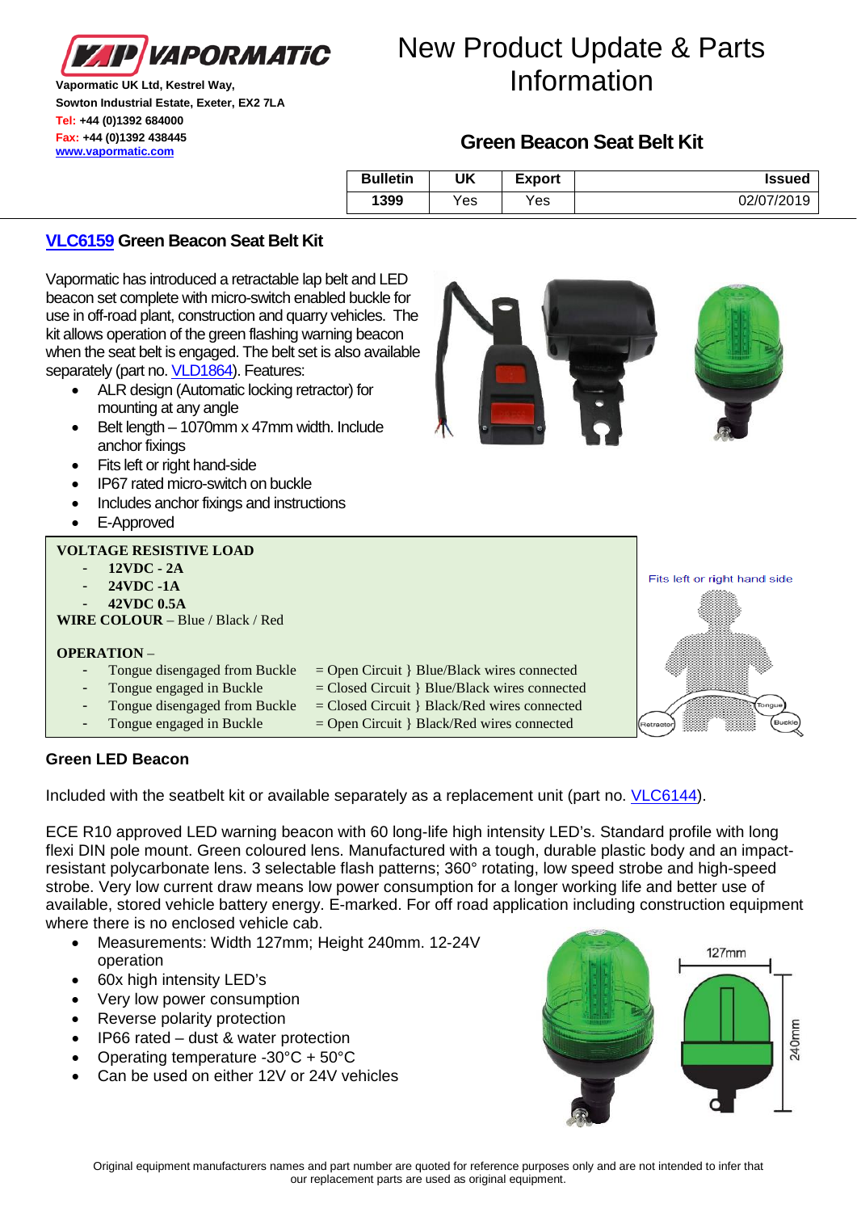**VAPORMATIC**

Vapormatic UK Ltd, Kestrel Way,
Sowton Industrial Estate, Exeter, EX2 7LA
Tel: +44 (0)1392 684000
Fax: +44 (0)1392 438445
www.vapormatic.com

# New Product Update & Parts Information

## Green Beacon Seat Belt Kit

| Bulletin | UK | Export | Issued |
|---|---|---|---|
| 1399 | Yes | Yes | 02/07/2019 |

### VLC6159 Green Beacon Seat Belt Kit

Vapormatic has introduced a retractable lap belt and LED beacon set complete with micro-switch enabled buckle for use in off-road plant, construction and quarry vehicles. The kit allows operation of the green flashing warning beacon when the seat belt is engaged. The belt set is also available separately (part no. VLD1864). Features:

- ALR design (Automatic locking retractor) for mounting at any angle
- Belt length – 1070mm x 47mm width. Include anchor fixings
- Fits left or right hand-side
- IP67 rated micro-switch on buckle
- Includes anchor fixings and instructions
- E-Approved

**VOLTAGE RESISTIVE LOAD**

- **12VDC - 2A**
- **24VDC -1A**
- **42VDC 0.5A**

**WIRE COLOUR** – Blue / Black / Red

**OPERATION** –

- Tongue disengaged from Buckle = Open Circuit } Blue/Black wires connected
- Tongue engaged in Buckle = Closed Circuit } Blue/Black wires connected
- Tongue disengaged from Buckle = Closed Circuit } Black/Red wires connected
- Tongue engaged in Buckle = Open Circuit } Black/Red wires connected

Fits left or right hand side

Retractor · Tongue · Buckle

### Green LED Beacon

Included with the seatbelt kit or available separately as a replacement unit (part no. VLC6144).

ECE R10 approved LED warning beacon with 60 long-life high intensity LED's. Standard profile with long flexi DIN pole mount. Green coloured lens. Manufactured with a tough, durable plastic body and an impact-resistant polycarbonate lens. 3 selectable flash patterns; 360° rotating, low speed strobe and high-speed strobe. Very low current draw means low power consumption for a longer working life and better use of available, stored vehicle battery energy. E-marked. For off road application including construction equipment where there is no enclosed vehicle cab.

- Measurements: Width 127mm; Height 240mm. 12-24V operation
- 60x high intensity LED's
- Very low power consumption
- Reverse polarity protection
- IP66 rated – dust & water protection
- Operating temperature -30°C + 50°C
- Can be used on either 12V or 24V vehicles

127mm · 240mm

Original equipment manufacturers names and part number are quoted for reference purposes only and are not intended to infer that our replacement parts are used as original equipment.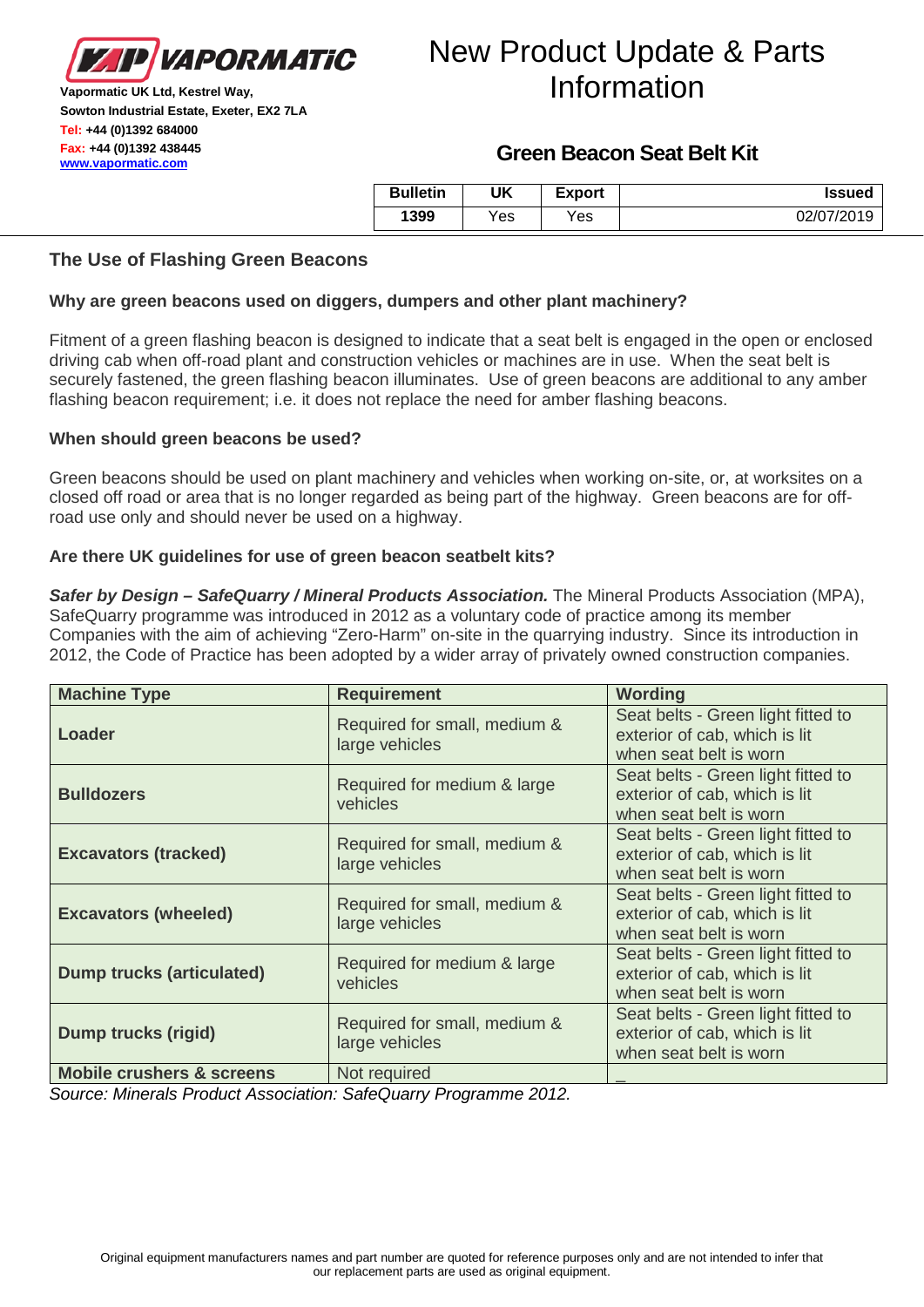Vapormatic UK Ltd, Kestrel Way,
Sowton Industrial Estate, Exeter, EX2 7LA
Tel: +44 (0)1392 684000
Fax: +44 (0)1392 438445
www.vapormatic.com

# New Product Update & Parts Information

## Green Beacon Seat Belt Kit

| Bulletin | UK | Export | Issued |
|---|---|---|---|
| 1399 | Yes | Yes | 02/07/2019 |

### The Use of Flashing Green Beacons

**Why are green beacons used on diggers, dumpers and other plant machinery?**

Fitment of a green flashing beacon is designed to indicate that a seat belt is engaged in the open or enclosed driving cab when off-road plant and construction vehicles or machines are in use. When the seat belt is securely fastened, the green flashing beacon illuminates. Use of green beacons are additional to any amber flashing beacon requirement; i.e. it does not replace the need for amber flashing beacons.

**When should green beacons be used?**

Green beacons should be used on plant machinery and vehicles when working on-site, or, at worksites on a closed off road or area that is no longer regarded as being part of the highway. Green beacons are for off-road use only and should never be used on a highway.

**Are there UK guidelines for use of green beacon seatbelt kits?**

***Safer by Design – SafeQuarry / Mineral Products Association.*** The Mineral Products Association (MPA), SafeQuarry programme was introduced in 2012 as a voluntary code of practice among its member Companies with the aim of achieving "Zero-Harm" on-site in the quarrying industry. Since its introduction in 2012, the Code of Practice has been adopted by a wider array of privately owned construction companies.

| Machine Type | Requirement | Wording |
|---|---|---|
| **Loader** | Required for small, medium & large vehicles | Seat belts - Green light fitted to exterior of cab, which is lit when seat belt is worn |
| **Bulldozers** | Required for medium & large vehicles | Seat belts - Green light fitted to exterior of cab, which is lit when seat belt is worn |
| **Excavators (tracked)** | Required for small, medium & large vehicles | Seat belts - Green light fitted to exterior of cab, which is lit when seat belt is worn |
| **Excavators (wheeled)** | Required for small, medium & large vehicles | Seat belts - Green light fitted to exterior of cab, which is lit when seat belt is worn |
| **Dump trucks (articulated)** | Required for medium & large vehicles | Seat belts - Green light fitted to exterior of cab, which is lit when seat belt is worn |
| **Dump trucks (rigid)** | Required for small, medium & large vehicles | Seat belts - Green light fitted to exterior of cab, which is lit when seat belt is worn |
| **Mobile crushers & screens** | Not required | _ |

*Source: Minerals Product Association: SafeQuarry Programme 2012.*

Original equipment manufacturers names and part number are quoted for reference purposes only and are not intended to infer that our replacement parts are used as original equipment.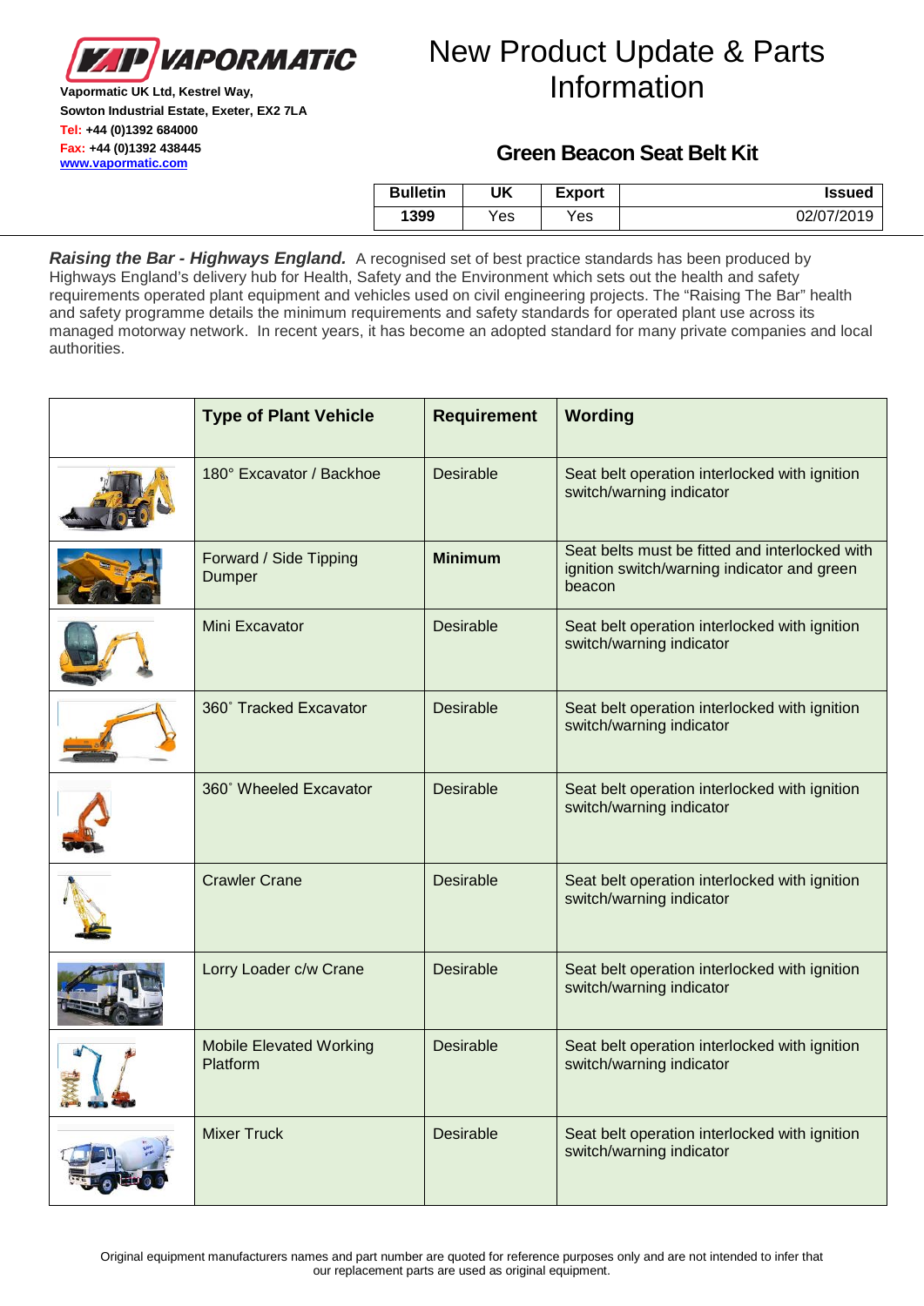**VAPORMATIC**

**Vapormatic UK Ltd, Kestrel Way,**
**Sowton Industrial Estate, Exeter, EX2 7LA**
**Tel: +44 (0)1392 684000**
**Fax: +44 (0)1392 438445**
**www.vapormatic.com**

# New Product Update & Parts Information

## Green Beacon Seat Belt Kit

| Bulletin | UK | Export | Issued |
|---|---|---|---|
| 1399 | Yes | Yes | 02/07/2019 |

***Raising the Bar - Highways England.*** A recognised set of best practice standards has been produced by Highways England's delivery hub for Health, Safety and the Environment which sets out the health and safety requirements operated plant equipment and vehicles used on civil engineering projects. The "Raising The Bar" health and safety programme details the minimum requirements and safety standards for operated plant use across its managed motorway network. In recent years, it has become an adopted standard for many private companies and local authorities.

| | Type of Plant Vehicle | Requirement | Wording |
|---|---|---|---|
| | 180° Excavator / Backhoe | Desirable | Seat belt operation interlocked with ignition switch/warning indicator |
| | Forward / Side Tipping Dumper | **Minimum** | Seat belts must be fitted and interlocked with ignition switch/warning indicator and green beacon |
| | Mini Excavator | Desirable | Seat belt operation interlocked with ignition switch/warning indicator |
| | 360˚ Tracked Excavator | Desirable | Seat belt operation interlocked with ignition switch/warning indicator |
| | 360˚ Wheeled Excavator | Desirable | Seat belt operation interlocked with ignition switch/warning indicator |
| | Crawler Crane | Desirable | Seat belt operation interlocked with ignition switch/warning indicator |
| | Lorry Loader c/w Crane | Desirable | Seat belt operation interlocked with ignition switch/warning indicator |
| | Mobile Elevated Working Platform | Desirable | Seat belt operation interlocked with ignition switch/warning indicator |
| | Mixer Truck | Desirable | Seat belt operation interlocked with ignition switch/warning indicator |

Original equipment manufacturers names and part number are quoted for reference purposes only and are not intended to infer that our replacement parts are used as original equipment.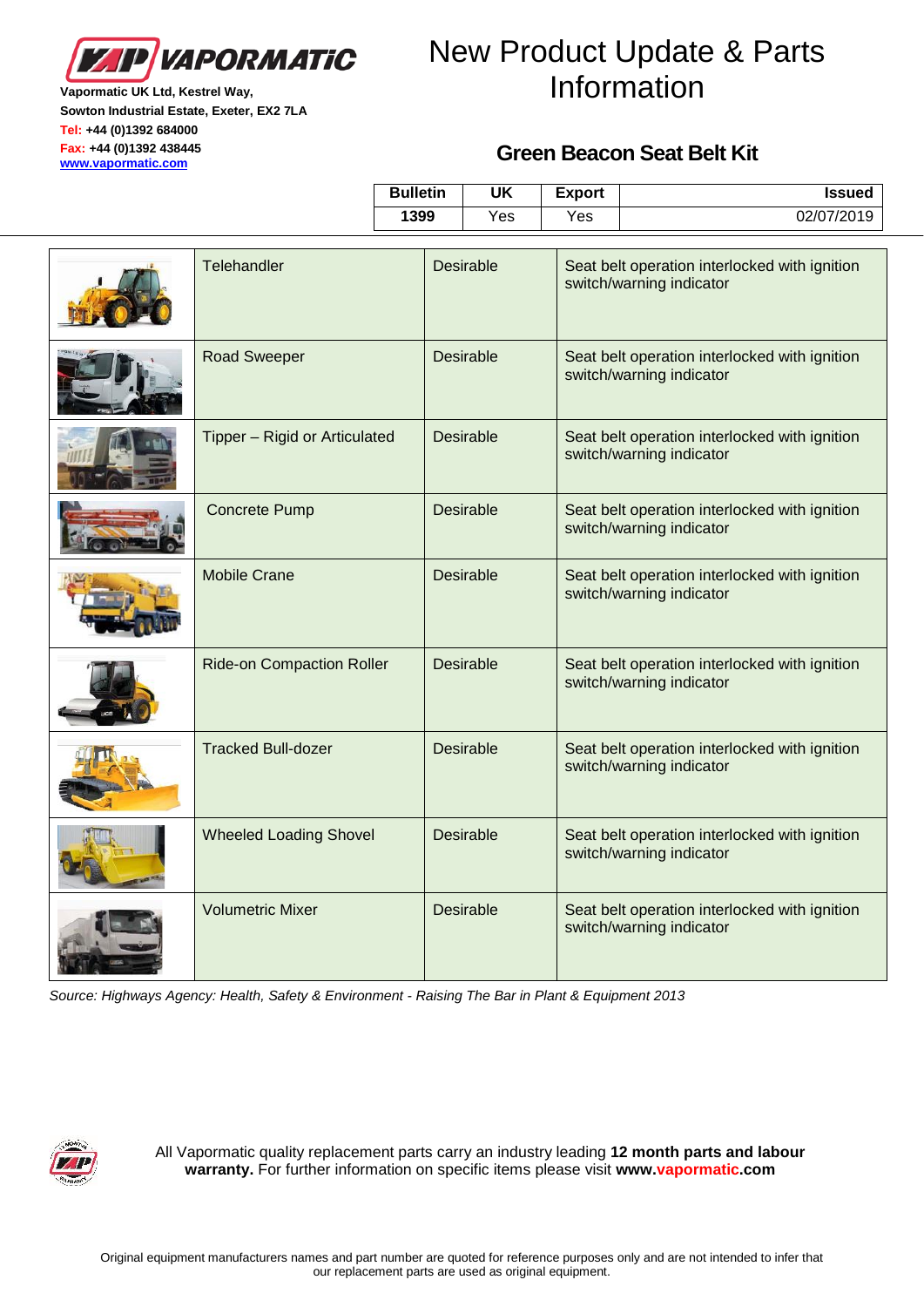Vapormatic UK Ltd, Kestrel Way,
Sowton Industrial Estate, Exeter, EX2 7LA
Tel: +44 (0)1392 684000
Fax: +44 (0)1392 438445
www.vapormatic.com

# New Product Update & Parts Information

## Green Beacon Seat Belt Kit

| Bulletin | UK | Export | Issued |
|---|---|---|---|
| 1399 | Yes | Yes | 02/07/2019 |

| | | | |
|---|---|---|---|
| | Telehandler | Desirable | Seat belt operation interlocked with ignition switch/warning indicator |
| | Road Sweeper | Desirable | Seat belt operation interlocked with ignition switch/warning indicator |
| | Tipper – Rigid or Articulated | Desirable | Seat belt operation interlocked with ignition switch/warning indicator |
| | Concrete Pump | Desirable | Seat belt operation interlocked with ignition switch/warning indicator |
| | Mobile Crane | Desirable | Seat belt operation interlocked with ignition switch/warning indicator |
| | Ride-on Compaction Roller | Desirable | Seat belt operation interlocked with ignition switch/warning indicator |
| | Tracked Bull-dozer | Desirable | Seat belt operation interlocked with ignition switch/warning indicator |
| | Wheeled Loading Shovel | Desirable | Seat belt operation interlocked with ignition switch/warning indicator |
| | Volumetric Mixer | Desirable | Seat belt operation interlocked with ignition switch/warning indicator |

*Source: Highways Agency: Health, Safety & Environment - Raising The Bar in Plant & Equipment 2013*

All Vapormatic quality replacement parts carry an industry leading **12 month parts and labour warranty.** For further information on specific items please visit **www.vapormatic.com**

Original equipment manufacturers names and part number are quoted for reference purposes only and are not intended to infer that our replacement parts are used as original equipment.